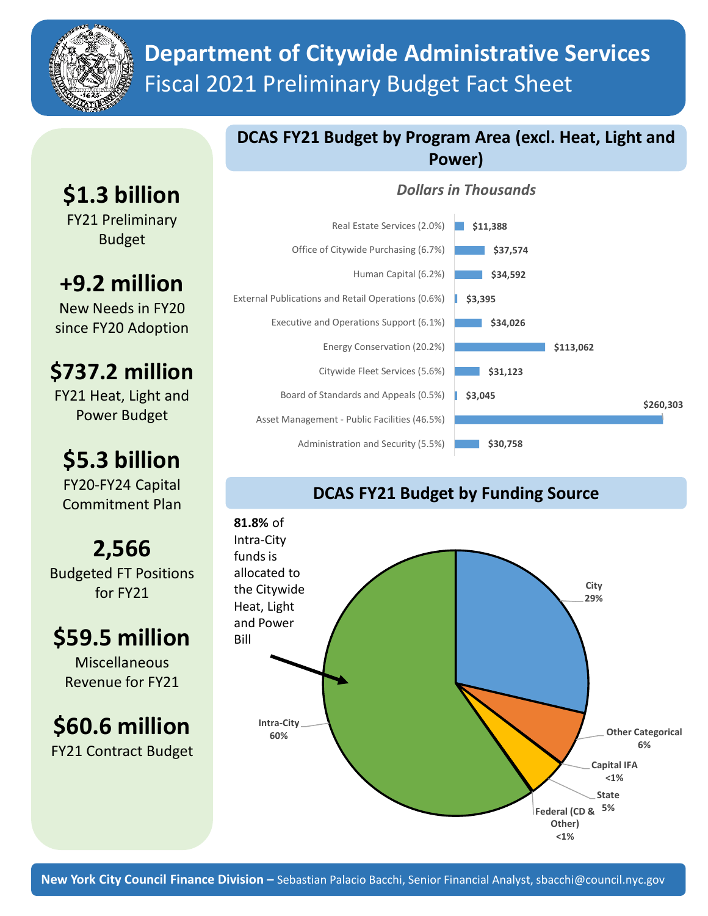# Department of Citywide Administrative Services
## Fiscal 2021 Preliminary Budget Fact Sheet

**$1.3 billion**
FY21 Preliminary Budget

**+9.2 million**
New Needs in FY20 since FY20 Adoption

**$737.2 million**
FY21 Heat, Light and Power Budget

**$5.3 billion**
FY20-FY24 Capital Commitment Plan

**2,566**
Budgeted FT Positions for FY21

**$59.5 million**
Miscellaneous Revenue for FY21

**$60.6 million**
FY21 Contract Budget

### DCAS FY21 Budget by Program Area (excl. Heat, Light and Power)

*Dollars in Thousands*

| Program Area | Amount |
|---|---|
| Real Estate Services (2.0%) | $11,388 |
| Office of Citywide Purchasing (6.7%) | $37,574 |
| Human Capital (6.2%) | $34,592 |
| External Publications and Retail Operations (0.6%) | $3,395 |
| Executive and Operations Support (6.1%) | $34,026 |
| Energy Conservation (20.2%) | $113,062 |
| Citywide Fleet Services (5.6%) | $31,123 |
| Board of Standards and Appeals (0.5%) | $3,045 |
| Asset Management - Public Facilities (46.5%) | $260,303 |
| Administration and Security (5.5%) | $30,758 |

### DCAS FY21 Budget by Funding Source

**81.8%** of Intra-City funds is allocated to the Citywide Heat, Light and Power Bill

| Funding Source | Share |
|---|---|
| City | 29% |
| Other Categorical | 6% |
| Capital IFA | <1% |
| State | 5% |
| Federal (CD & Other) | <1% |
| Intra-City | 60% |

**New York City Council Finance Division –** Sebastian Palacio Bacchi, Senior Financial Analyst, sbacchi@council.nyc.gov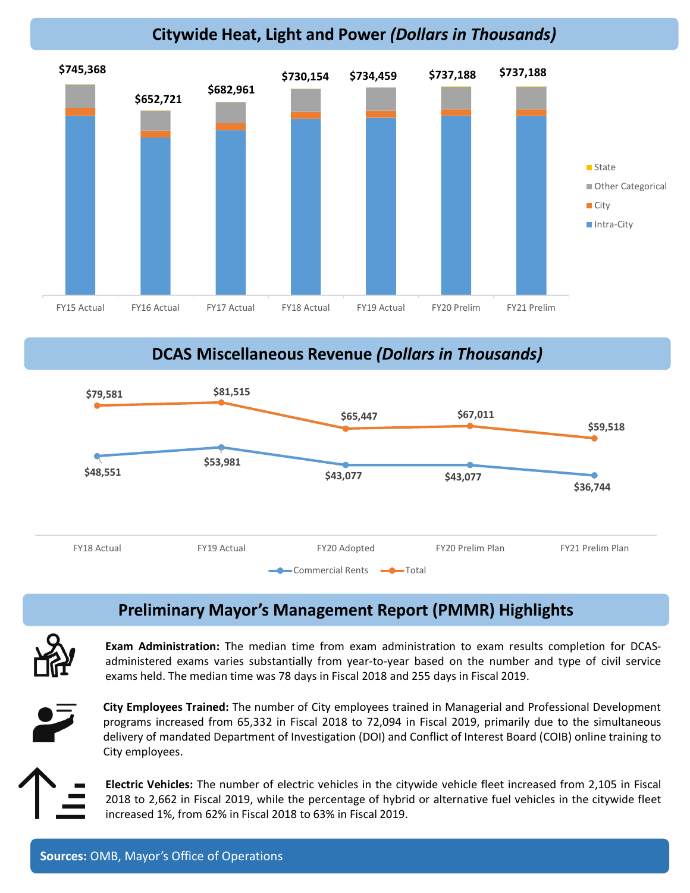## Citywide Heat, Light and Power *(Dollars in Thousands)*

$745,368
$652,721
$682,961
$730,154
$734,459
$737,188
$737,188

FY15 Actual
FY16 Actual
FY17 Actual
FY18 Actual
FY19 Actual
FY20 Prelim
FY21 Prelim

State
Other Categorical
City
Intra-City

## DCAS Miscellaneous Revenue *(Dollars in Thousands)*

$79,581
$81,515
$65,447
$67,011
$59,518

$48,551
$53,981
$43,077
$43,077
$36,744

FY18 Actual
FY19 Actual
FY20 Adopted
FY20 Prelim Plan
FY21 Prelim Plan

Commercial Rents
Total

## Preliminary Mayor's Management Report (PMMR) Highlights

**Exam Administration:** The median time from exam administration to exam results completion for DCAS-administered exams varies substantially from year-to-year based on the number and type of civil service exams held. The median time was 78 days in Fiscal 2018 and 255 days in Fiscal 2019.

**City Employees Trained:** The number of City employees trained in Managerial and Professional Development programs increased from 65,332 in Fiscal 2018 to 72,094 in Fiscal 2019, primarily due to the simultaneous delivery of mandated Department of Investigation (DOI) and Conflict of Interest Board (COIB) online training to City employees.

**Electric Vehicles:** The number of electric vehicles in the citywide vehicle fleet increased from 2,105 in Fiscal 2018 to 2,662 in Fiscal 2019, while the percentage of hybrid or alternative fuel vehicles in the citywide fleet increased 1%, from 62% in Fiscal 2018 to 63% in Fiscal 2019.

**Sources:** OMB, Mayor's Office of Operations